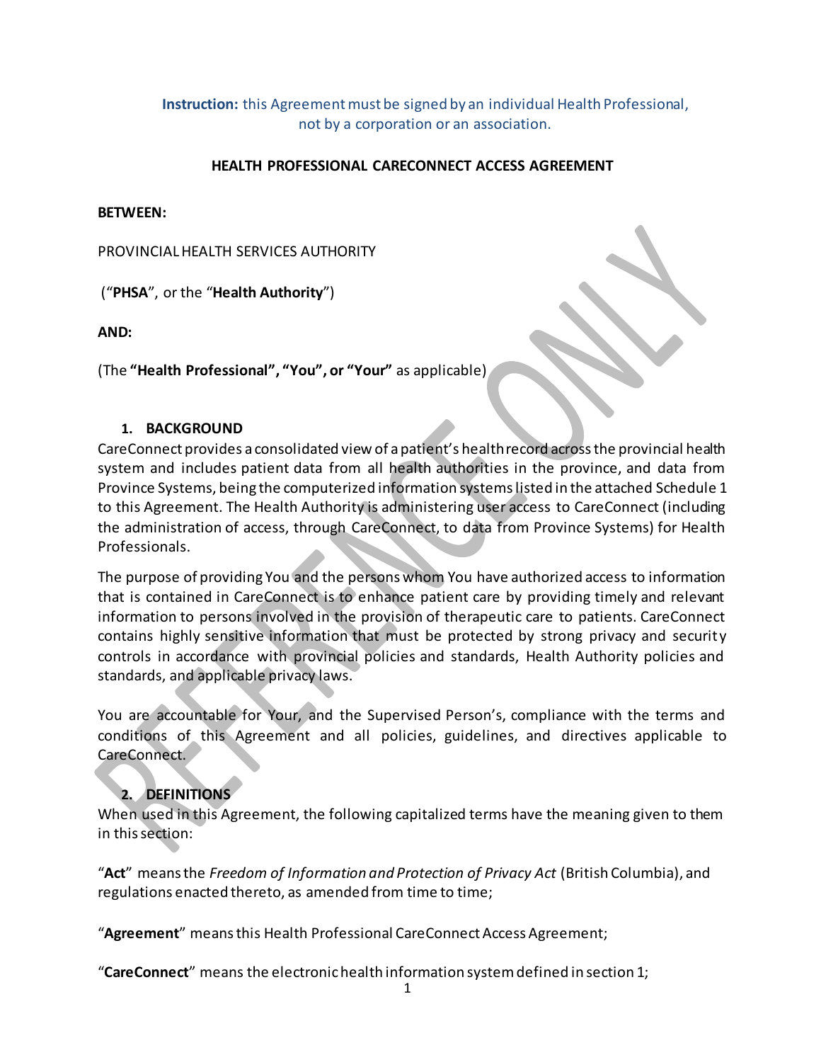**Instruction:** this Agreement must be signed by an individual Health Professional, not by a corporation or an association.

# HEALTH PROFESSIONAL CARECONNECT ACCESS AGREEMENT

**BETWEEN:**

PROVINCIAL HEALTH SERVICES AUTHORITY

(“**PHSA**”, or the “**Health Authority**”)

**AND:**

(The **“Health Professional”, “You”, or “Your”** as applicable)

## 1. BACKGROUND

CareConnect provides a consolidated view of a patient’s health record across the provincial health system and includes patient data from all health authorities in the province, and data from Province Systems, being the computerized information systems listed in the attached Schedule 1 to this Agreement. The Health Authority is administering user access to CareConnect (including the administration of access, through CareConnect, to data from Province Systems) for Health Professionals.

The purpose of providing You and the persons whom You have authorized access to information that is contained in CareConnect is to enhance patient care by providing timely and relevant information to persons involved in the provision of therapeutic care to patients. CareConnect contains highly sensitive information that must be protected by strong privacy and security controls in accordance with provincial policies and standards, Health Authority policies and standards, and applicable privacy laws.

You are accountable for Your, and the Supervised Person’s, compliance with the terms and conditions of this Agreement and all policies, guidelines, and directives applicable to CareConnect.

## 2. DEFINITIONS

When used in this Agreement, the following capitalized terms have the meaning given to them in this section:

“**Act**” means the *Freedom of Information and Protection of Privacy Act* (British Columbia), and regulations enacted thereto, as amended from time to time;

“**Agreement**” means this Health Professional CareConnect Access Agreement;

“**CareConnect**” means the electronic health information system defined in section 1;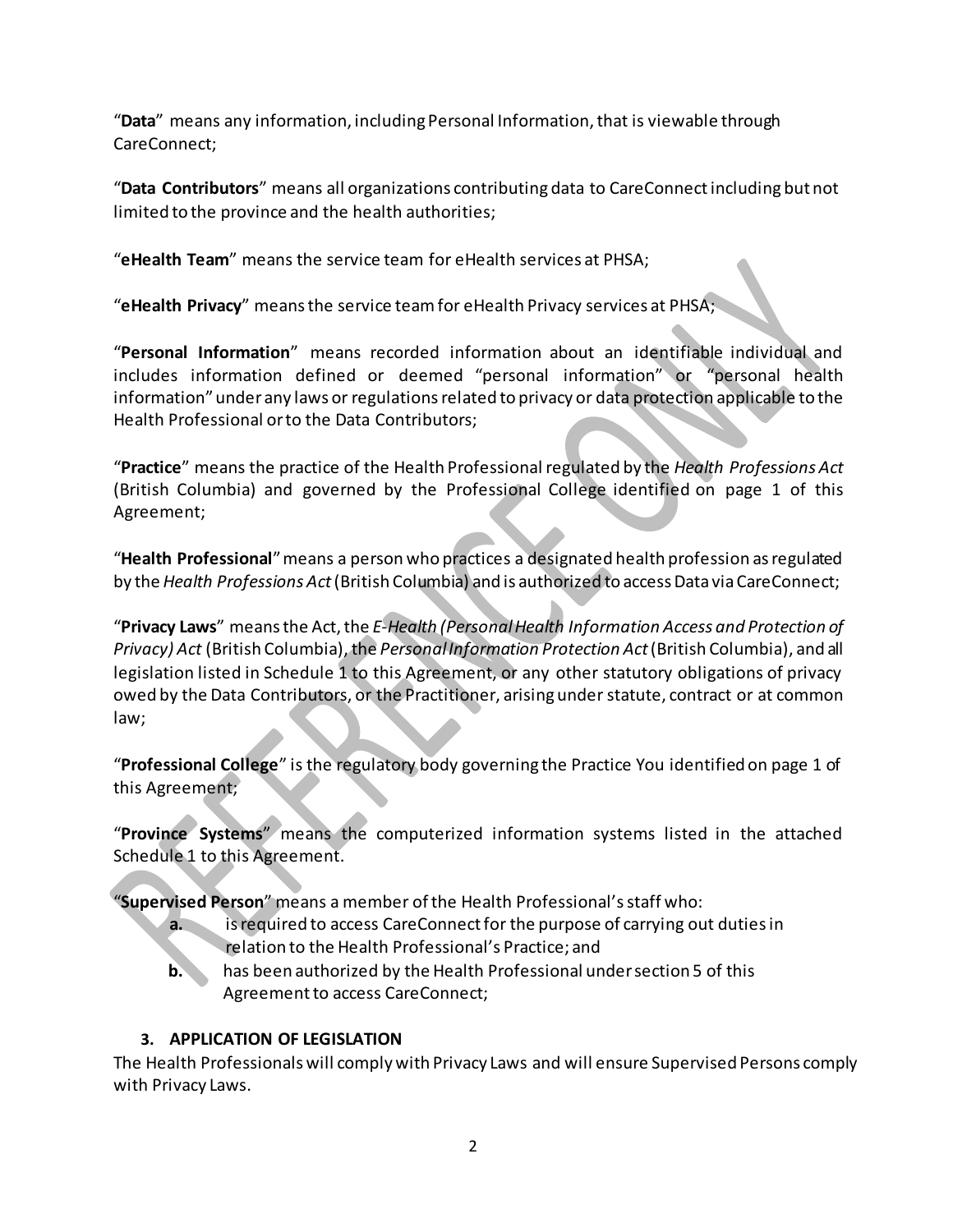"**Data**" means any information, including Personal Information, that is viewable through CareConnect;

"**Data Contributors**" means all organizations contributing data to CareConnect including but not limited to the province and the health authorities;

"**eHealth Team**" means the service team for eHealth services at PHSA;

"**eHealth Privacy**" means the service team for eHealth Privacy services at PHSA;

"**Personal Information**" means recorded information about an identifiable individual and includes information defined or deemed "personal information" or "personal health information" under any laws or regulations related to privacy or data protection applicable to the Health Professional or to the Data Contributors;

"**Practice**" means the practice of the Health Professional regulated by the *Health Professions Act* (British Columbia) and governed by the Professional College identified on page 1 of this Agreement;

"**Health Professional**" means a person who practices a designated health profession as regulated by the *Health Professions Act* (British Columbia) and is authorized to access Data via CareConnect;

"**Privacy Laws**" means the Act, the *E-Health (Personal Health Information Access and Protection of Privacy) Act* (British Columbia), the *Personal Information Protection Act* (British Columbia), and all legislation listed in Schedule 1 to this Agreement, or any other statutory obligations of privacy owed by the Data Contributors, or the Practitioner, arising under statute, contract or at common law;

"**Professional College**" is the regulatory body governing the Practice You identified on page 1 of this Agreement;

"**Province Systems**" means the computerized information systems listed in the attached Schedule 1 to this Agreement.

"**Supervised Person**" means a member of the Health Professional's staff who:

- **a.** is required to access CareConnect for the purpose of carrying out duties in relation to the Health Professional's Practice; and
- **b.** has been authorized by the Health Professional under section 5 of this Agreement to access CareConnect;

### 3. APPLICATION OF LEGISLATION

The Health Professionals will comply with Privacy Laws and will ensure Supervised Persons comply with Privacy Laws.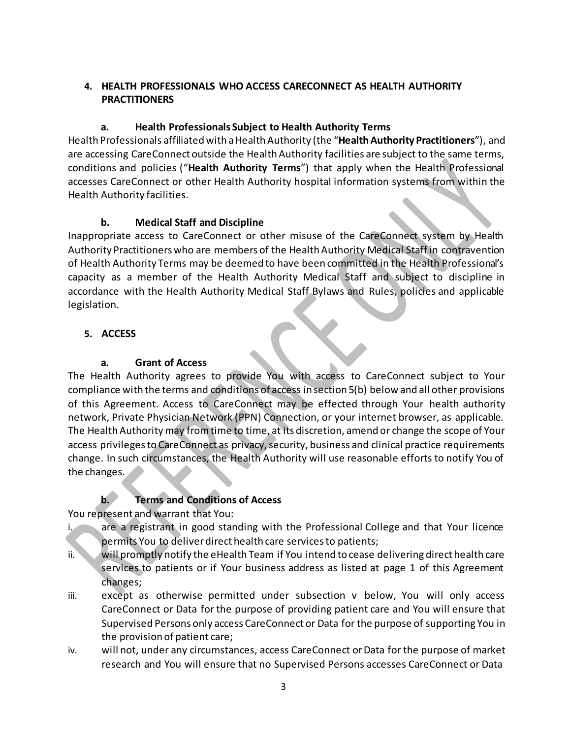## 4. HEALTH PROFESSIONALS WHO ACCESS CARECONNECT AS HEALTH AUTHORITY PRACTITIONERS

### a. Health Professionals Subject to Health Authority Terms

Health Professionals affiliated with a Health Authority (the "**Health Authority Practitioners**"), and are accessing CareConnect outside the Health Authority facilities are subject to the same terms, conditions and policies ("**Health Authority Terms**") that apply when the Health Professional accesses CareConnect or other Health Authority hospital information systems from within the Health Authority facilities.

### b. Medical Staff and Discipline

Inappropriate access to CareConnect or other misuse of the CareConnect system by Health Authority Practitioners who are members of the Health Authority Medical Staff in contravention of Health Authority Terms may be deemed to have been committed in the Health Professional's capacity as a member of the Health Authority Medical Staff and subject to discipline in accordance with the Health Authority Medical Staff Bylaws and Rules, policies and applicable legislation.

## 5. ACCESS

### a. Grant of Access

The Health Authority agrees to provide You with access to CareConnect subject to Your compliance with the terms and conditions of access in section 5(b) below and all other provisions of this Agreement. Access to CareConnect may be effected through Your health authority network, Private Physician Network (PPN) Connection, or your internet browser, as applicable. The Health Authority may from time to time, at its discretion, amend or change the scope of Your access privileges to CareConnect as privacy, security, business and clinical practice requirements change. In such circumstances, the Health Authority will use reasonable efforts to notify You of the changes.

### b. Terms and Conditions of Access

You represent and warrant that You:

i. are a registrant in good standing with the Professional College and that Your licence permits You to deliver direct health care services to patients;

ii. will promptly notify the eHealth Team if You intend to cease delivering direct health care services to patients or if Your business address as listed at page 1 of this Agreement changes;

iii. except as otherwise permitted under subsection v below, You will only access CareConnect or Data for the purpose of providing patient care and You will ensure that Supervised Persons only access CareConnect or Data for the purpose of supporting You in the provision of patient care;

iv. will not, under any circumstances, access CareConnect or Data for the purpose of market research and You will ensure that no Supervised Persons accesses CareConnect or Data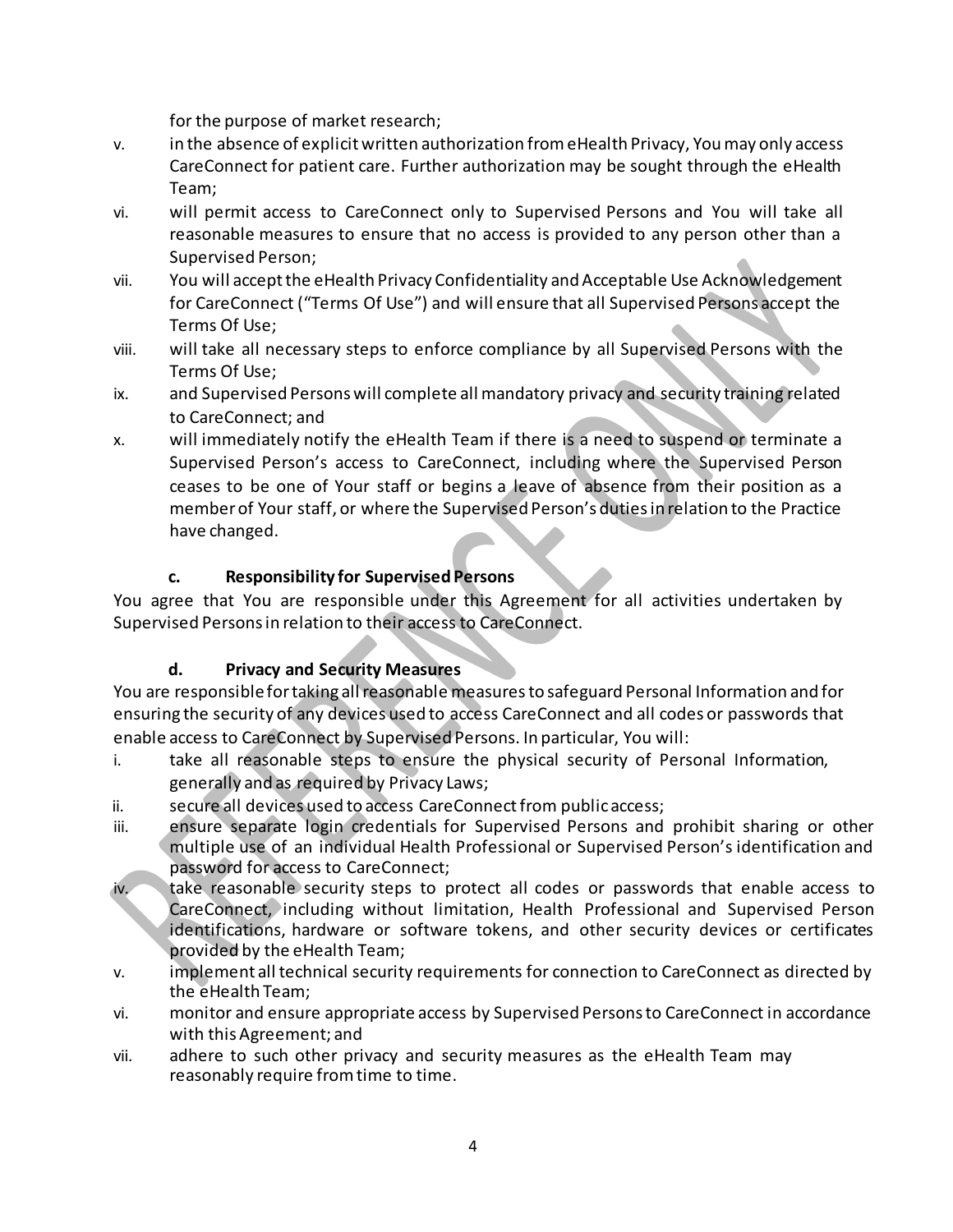for the purpose of market research;

v. in the absence of explicit written authorization from eHealth Privacy, You may only access CareConnect for patient care. Further authorization may be sought through the eHealth Team;

vi. will permit access to CareConnect only to Supervised Persons and You will take all reasonable measures to ensure that no access is provided to any person other than a Supervised Person;

vii. You will accept the eHealth Privacy Confidentiality and Acceptable Use Acknowledgement for CareConnect ("Terms Of Use") and will ensure that all Supervised Persons accept the Terms Of Use;

viii. will take all necessary steps to enforce compliance by all Supervised Persons with the Terms Of Use;

ix. and Supervised Persons will complete all mandatory privacy and security training related to CareConnect; and

x. will immediately notify the eHealth Team if there is a need to suspend or terminate a Supervised Person's access to CareConnect, including where the Supervised Person ceases to be one of Your staff or begins a leave of absence from their position as a member of Your staff, or where the Supervised Person's duties in relation to the Practice have changed.

### c. Responsibility for Supervised Persons

You agree that You are responsible under this Agreement for all activities undertaken by Supervised Persons in relation to their access to CareConnect.

### d. Privacy and Security Measures

You are responsible for taking all reasonable measures to safeguard Personal Information and for ensuring the security of any devices used to access CareConnect and all codes or passwords that enable access to CareConnect by Supervised Persons. In particular, You will:

i. take all reasonable steps to ensure the physical security of Personal Information, generally and as required by Privacy Laws;

ii. secure all devices used to access CareConnect from public access;

iii. ensure separate login credentials for Supervised Persons and prohibit sharing or other multiple use of an individual Health Professional or Supervised Person's identification and password for access to CareConnect;

iv. take reasonable security steps to protect all codes or passwords that enable access to CareConnect, including without limitation, Health Professional and Supervised Person identifications, hardware or software tokens, and other security devices or certificates provided by the eHealth Team;

v. implement all technical security requirements for connection to CareConnect as directed by the eHealth Team;

vi. monitor and ensure appropriate access by Supervised Persons to CareConnect in accordance with this Agreement; and

vii. adhere to such other privacy and security measures as the eHealth Team may reasonably require from time to time.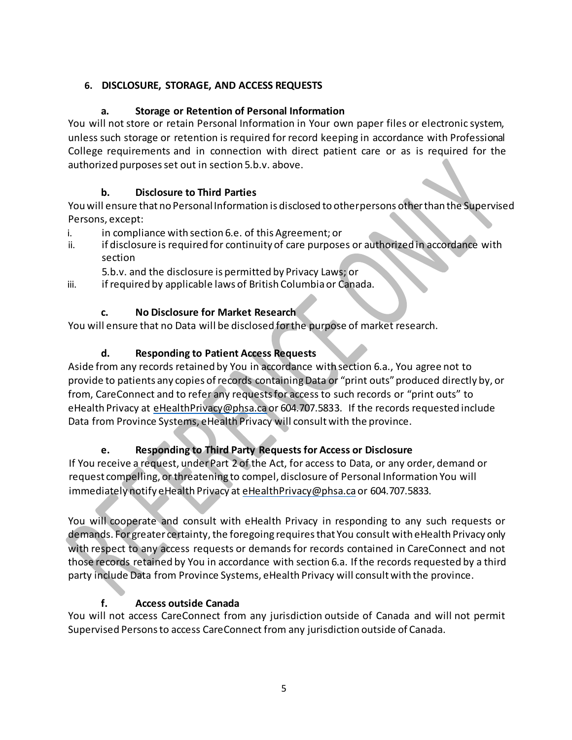## 6. DISCLOSURE, STORAGE, AND ACCESS REQUESTS

### a. Storage or Retention of Personal Information

You will not store or retain Personal Information in Your own paper files or electronic system, unless such storage or retention is required for record keeping in accordance with Professional College requirements and in connection with direct patient care or as is required for the authorized purposes set out in section 5.b.v. above.

### b. Disclosure to Third Parties

You will ensure that no Personal Information is disclosed to other persons other than the Supervised Persons, except:

i. in compliance with section 6.e. of this Agreement; or

ii. if disclosure is required for continuity of care purposes or authorized in accordance with section 5.b.v. and the disclosure is permitted by Privacy Laws; or

iii. if required by applicable laws of British Columbia or Canada.

### c. No Disclosure for Market Research

You will ensure that no Data will be disclosed for the purpose of market research.

### d. Responding to Patient Access Requests

Aside from any records retained by You in accordance with section 6.a., You agree not to provide to patients any copies of records containing Data or "print outs" produced directly by, or from, CareConnect and to refer any requests for access to such records or "print outs" to eHealth Privacy at eHealthPrivacy@phsa.ca or 604.707.5833. If the records requested include Data from Province Systems, eHealth Privacy will consult with the province.

### e. Responding to Third Party Requests for Access or Disclosure

If You receive a request, under Part 2 of the Act, for access to Data, or any order, demand or request compelling, or threatening to compel, disclosure of Personal Information You will immediately notify eHealth Privacy at eHealthPrivacy@phsa.ca or 604.707.5833.

You will cooperate and consult with eHealth Privacy in responding to any such requests or demands. For greater certainty, the foregoing requires that You consult with eHealth Privacy only with respect to any access requests or demands for records contained in CareConnect and not those records retained by You in accordance with section 6.a. If the records requested by a third party include Data from Province Systems, eHealth Privacy will consult with the province.

### f. Access outside Canada

You will not access CareConnect from any jurisdiction outside of Canada and will not permit Supervised Persons to access CareConnect from any jurisdiction outside of Canada.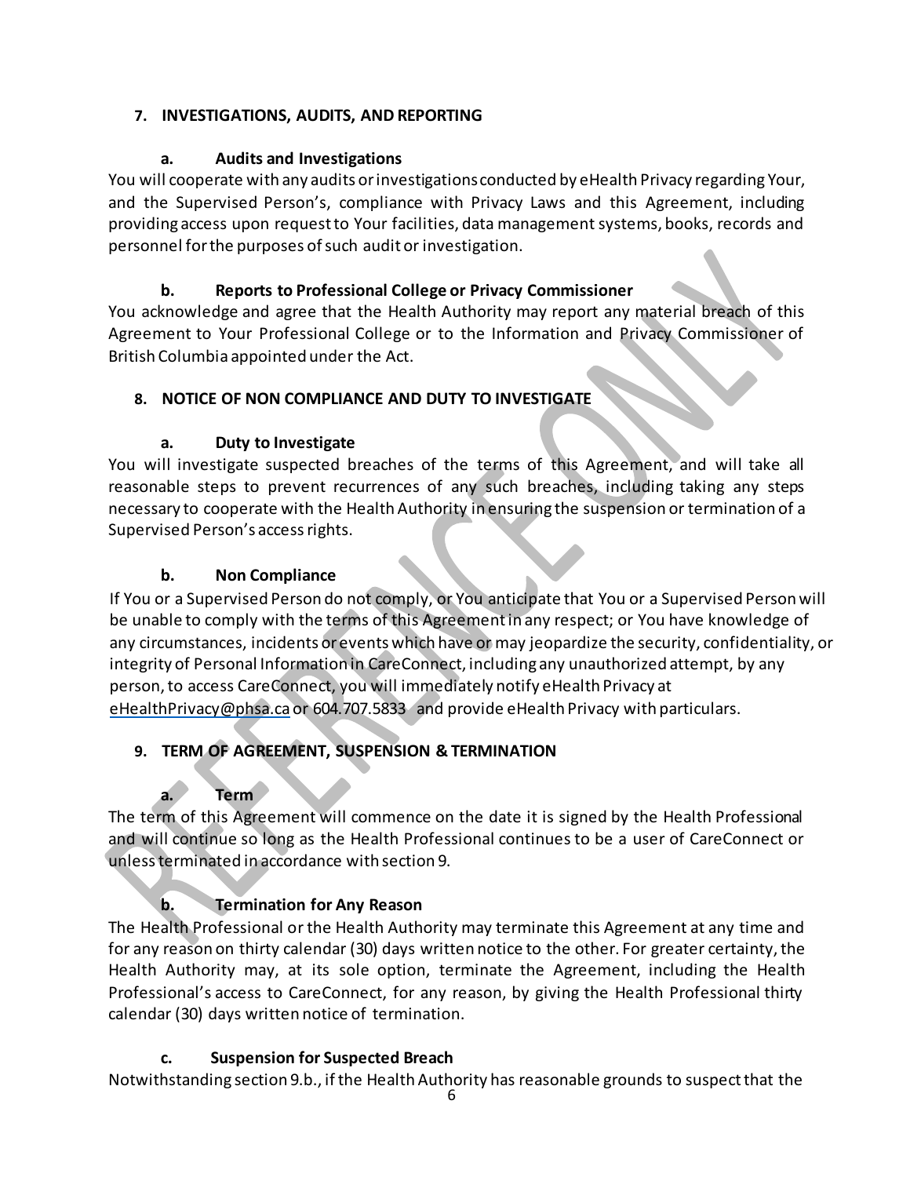## 7. INVESTIGATIONS, AUDITS, AND REPORTING

### a. Audits and Investigations

You will cooperate with any audits or investigations conducted by eHealth Privacy regarding Your, and the Supervised Person's, compliance with Privacy Laws and this Agreement, including providing access upon request to Your facilities, data management systems, books, records and personnel for the purposes of such audit or investigation.

### b. Reports to Professional College or Privacy Commissioner

You acknowledge and agree that the Health Authority may report any material breach of this Agreement to Your Professional College or to the Information and Privacy Commissioner of British Columbia appointed under the Act.

## 8. NOTICE OF NON COMPLIANCE AND DUTY TO INVESTIGATE

### a. Duty to Investigate

You will investigate suspected breaches of the terms of this Agreement, and will take all reasonable steps to prevent recurrences of any such breaches, including taking any steps necessary to cooperate with the Health Authority in ensuring the suspension or termination of a Supervised Person's access rights.

### b. Non Compliance

If You or a Supervised Person do not comply, or You anticipate that You or a Supervised Person will be unable to comply with the terms of this Agreement in any respect; or You have knowledge of any circumstances, incidents or events which have or may jeopardize the security, confidentiality, or integrity of Personal Information in CareConnect, including any unauthorized attempt, by any person, to access CareConnect, you will immediately notify eHealth Privacy at eHealthPrivacy@phsa.ca or 604.707.5833 and provide eHealth Privacy with particulars.

## 9. TERM OF AGREEMENT, SUSPENSION & TERMINATION

### a. Term

The term of this Agreement will commence on the date it is signed by the Health Professional and will continue so long as the Health Professional continues to be a user of CareConnect or unless terminated in accordance with section 9.

### b. Termination for Any Reason

The Health Professional or the Health Authority may terminate this Agreement at any time and for any reason on thirty calendar (30) days written notice to the other. For greater certainty, the Health Authority may, at its sole option, terminate the Agreement, including the Health Professional's access to CareConnect, for any reason, by giving the Health Professional thirty calendar (30) days written notice of termination.

### c. Suspension for Suspected Breach

Notwithstanding section 9.b., if the Health Authority has reasonable grounds to suspect that the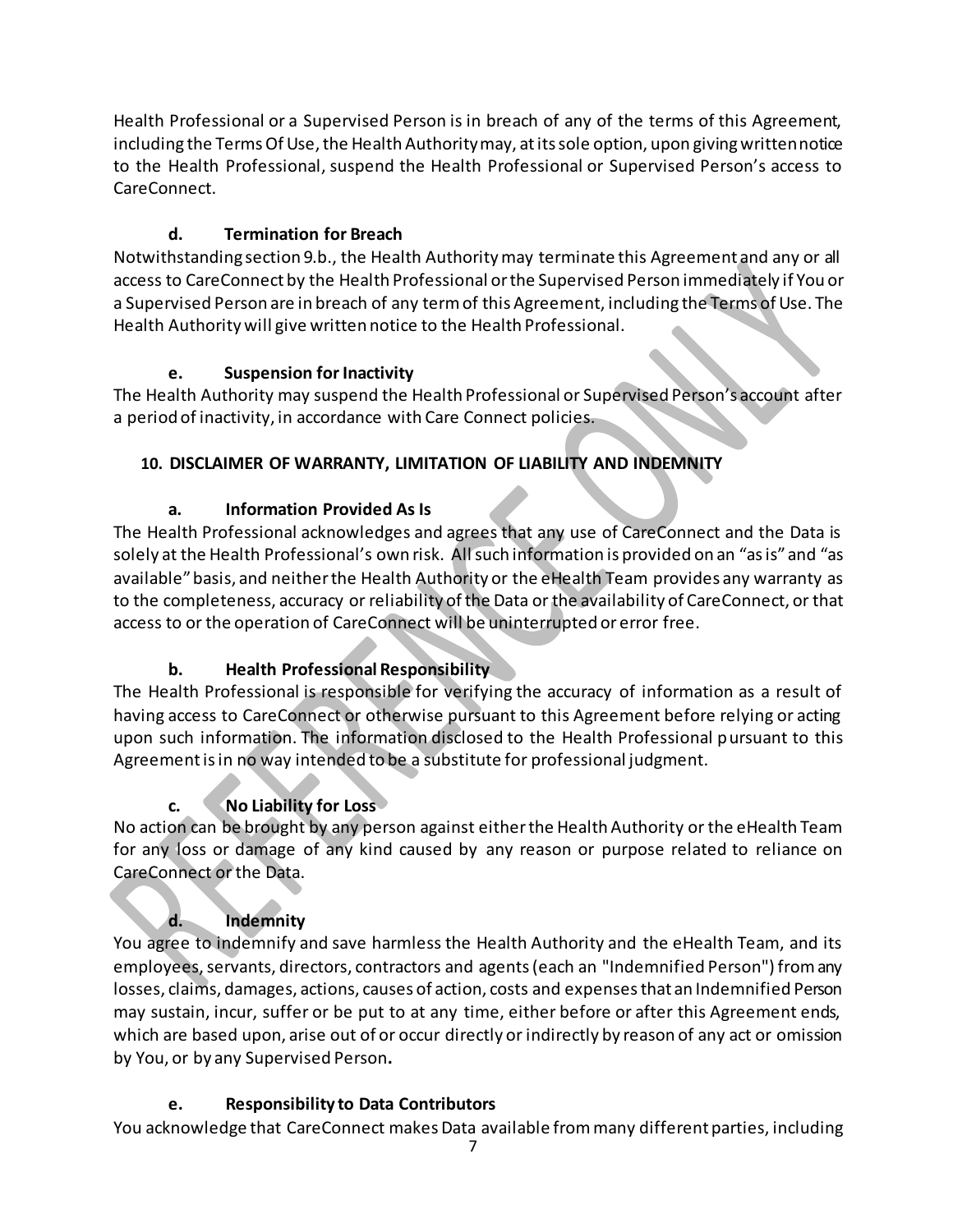Health Professional or a Supervised Person is in breach of any of the terms of this Agreement, including the Terms Of Use, the Health Authority may, at its sole option, upon giving written notice to the Health Professional, suspend the Health Professional or Supervised Person's access to CareConnect.

**d. Termination for Breach**

Notwithstanding section 9.b., the Health Authority may terminate this Agreement and any or all access to CareConnect by the Health Professional or the Supervised Person immediately if You or a Supervised Person are in breach of any term of this Agreement, including the Terms of Use. The Health Authority will give written notice to the Health Professional.

**e. Suspension for Inactivity**

The Health Authority may suspend the Health Professional or Supervised Person's account after a period of inactivity, in accordance with Care Connect policies.

## 10. DISCLAIMER OF WARRANTY, LIMITATION OF LIABILITY AND INDEMNITY

**a. Information Provided As Is**

The Health Professional acknowledges and agrees that any use of CareConnect and the Data is solely at the Health Professional's own risk. All such information is provided on an "as is" and "as available" basis, and neither the Health Authority or the eHealth Team provides any warranty as to the completeness, accuracy or reliability of the Data or the availability of CareConnect, or that access to or the operation of CareConnect will be uninterrupted or error free.

**b. Health Professional Responsibility**

The Health Professional is responsible for verifying the accuracy of information as a result of having access to CareConnect or otherwise pursuant to this Agreement before relying or acting upon such information. The information disclosed to the Health Professional pursuant to this Agreement is in no way intended to be a substitute for professional judgment.

**c. No Liability for Loss**

No action can be brought by any person against either the Health Authority or the eHealth Team for any loss or damage of any kind caused by any reason or purpose related to reliance on CareConnect or the Data.

**d. Indemnity**

You agree to indemnify and save harmless the Health Authority and the eHealth Team, and its employees, servants, directors, contractors and agents (each an "Indemnified Person") from any losses, claims, damages, actions, causes of action, costs and expenses that an Indemnified Person may sustain, incur, suffer or be put to at any time, either before or after this Agreement ends, which are based upon, arise out of or occur directly or indirectly by reason of any act or omission by You, or by any Supervised Person.

**e. Responsibility to Data Contributors**

You acknowledge that CareConnect makes Data available from many different parties, including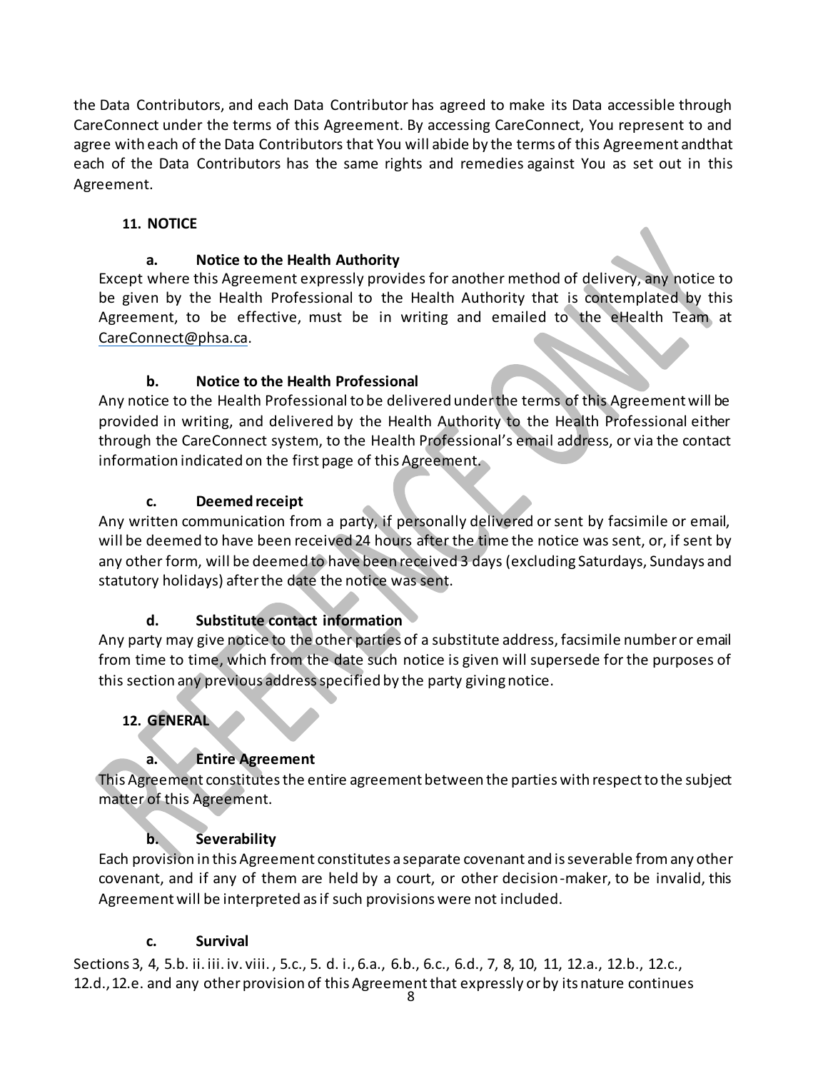the Data Contributors, and each Data Contributor has agreed to make its Data accessible through CareConnect under the terms of this Agreement. By accessing CareConnect, You represent to and agree with each of the Data Contributors that You will abide by the terms of this Agreement andthat each of the Data Contributors has the same rights and remedies against You as set out in this Agreement.

## 11. NOTICE

### a. Notice to the Health Authority

Except where this Agreement expressly provides for another method of delivery, any notice to be given by the Health Professional to the Health Authority that is contemplated by this Agreement, to be effective, must be in writing and emailed to the eHealth Team at CareConnect@phsa.ca.

### b. Notice to the Health Professional

Any notice to the Health Professional to be delivered under the terms of this Agreement will be provided in writing, and delivered by the Health Authority to the Health Professional either through the CareConnect system, to the Health Professional's email address, or via the contact information indicated on the first page of this Agreement.

### c. Deemed receipt

Any written communication from a party, if personally delivered or sent by facsimile or email, will be deemed to have been received 24 hours after the time the notice was sent, or, if sent by any other form, will be deemed to have been received 3 days (excluding Saturdays, Sundays and statutory holidays) after the date the notice was sent.

### d. Substitute contact information

Any party may give notice to the other parties of a substitute address, facsimile number or email from time to time, which from the date such notice is given will supersede for the purposes of this section any previous address specified by the party giving notice.

## 12. GENERAL

### a. Entire Agreement

This Agreement constitutes the entire agreement between the parties with respect to the subject matter of this Agreement.

### b. Severability

Each provision in this Agreement constitutes a separate covenant and is severable from any other covenant, and if any of them are held by a court, or other decision-maker, to be invalid, this Agreement will be interpreted as if such provisions were not included.

### c. Survival

Sections 3, 4, 5.b. ii. iii. iv. viii. , 5.c., 5. d. i., 6.a., 6.b., 6.c., 6.d., 7, 8, 10, 11, 12.a., 12.b., 12.c., 12.d., 12.e. and any other provision of this Agreement that expressly or by its nature continues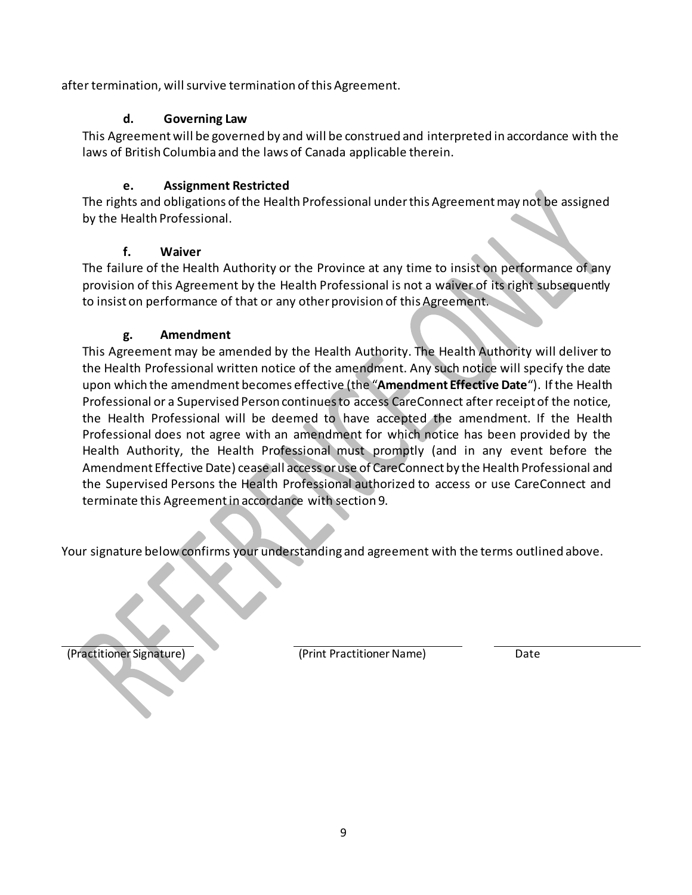after termination, will survive termination of this Agreement.

### d. Governing Law

This Agreement will be governed by and will be construed and interpreted in accordance with the laws of British Columbia and the laws of Canada applicable therein.

### e. Assignment Restricted

The rights and obligations of the Health Professional under this Agreement may not be assigned by the Health Professional.

### f. Waiver

The failure of the Health Authority or the Province at any time to insist on performance of any provision of this Agreement by the Health Professional is not a waiver of its right subsequently to insist on performance of that or any other provision of this Agreement.

### g. Amendment

This Agreement may be amended by the Health Authority. The Health Authority will deliver to the Health Professional written notice of the amendment. Any such notice will specify the date upon which the amendment becomes effective (the "**Amendment Effective Date**"). If the Health Professional or a Supervised Person continues to access CareConnect after receipt of the notice, the Health Professional will be deemed to have accepted the amendment. If the Health Professional does not agree with an amendment for which notice has been provided by the Health Authority, the Health Professional must promptly (and in any event before the Amendment Effective Date) cease all access or use of CareConnect by the Health Professional and the Supervised Persons the Health Professional authorized to access or use CareConnect and terminate this Agreement in accordance with section 9.

Your signature below confirms your understanding and agreement with the terms outlined above.

\_\_\_\_\_\_\_\_\_\_\_\_\_\_\_\_\_\_\_\_ \_\_\_\_\_\_\_\_\_\_\_\_\_\_\_\_\_\_\_\_ \_\_\_\_\_\_\_\_\_\_\_\_\_\_\_\_\_\_\_\_

(Practitioner Signature) (Print Practitioner Name) Date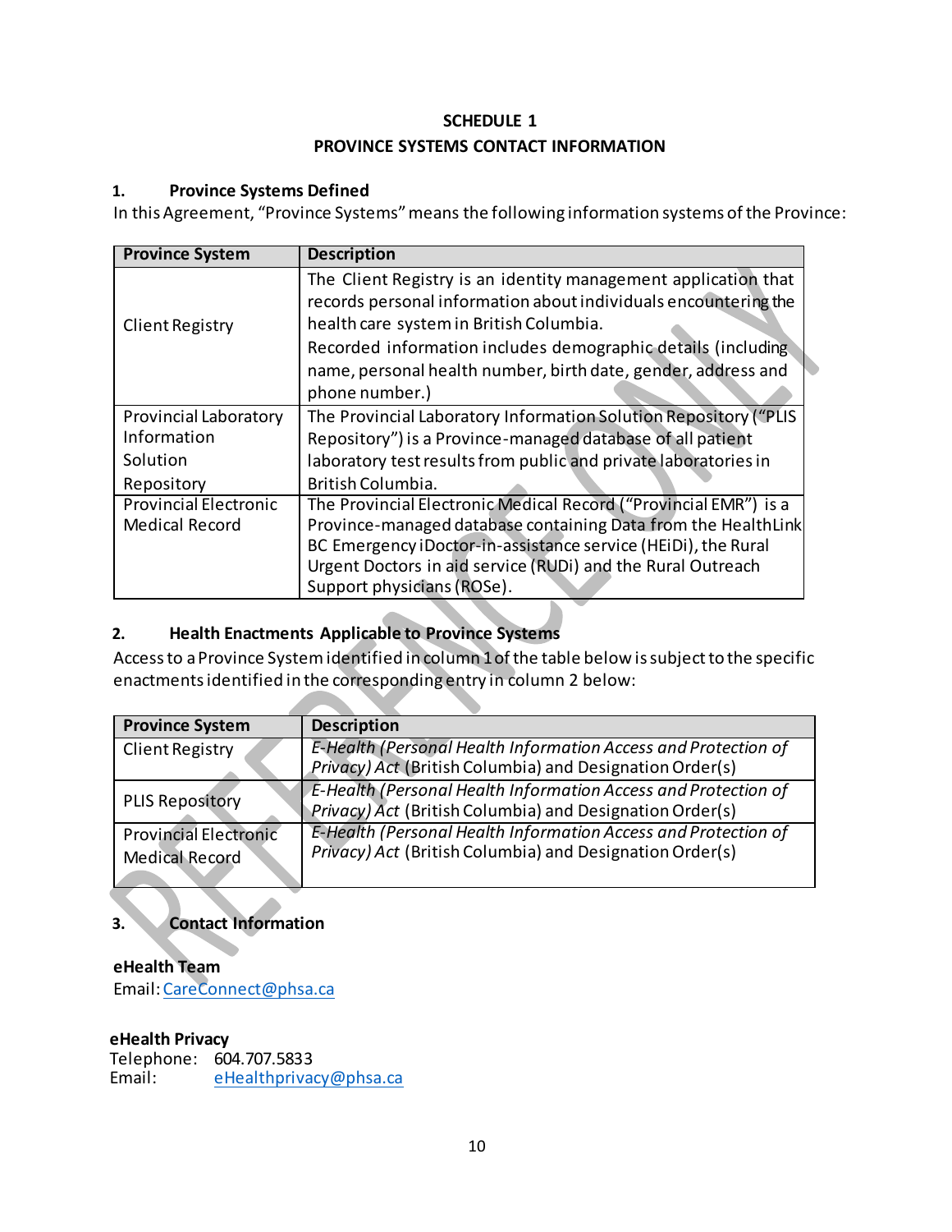**SCHEDULE 1**

**PROVINCE SYSTEMS CONTACT INFORMATION**

**1. Province Systems Defined**

In this Agreement, "Province Systems" means the following information systems of the Province:

| Province System | Description |
|---|---|
| Client Registry | The Client Registry is an identity management application that records personal information about individuals encountering the health care system in British Columbia.<br>Recorded information includes demographic details (including name, personal health number, birth date, gender, address and phone number.) |
| Provincial Laboratory Information Solution Repository | The Provincial Laboratory Information Solution Repository ("PLIS Repository") is a Province-managed database of all patient laboratory test results from public and private laboratories in British Columbia. |
| Provincial Electronic Medical Record | The Provincial Electronic Medical Record ("Provincial EMR") is a Province-managed database containing Data from the HealthLink BC Emergency iDoctor-in-assistance service (HEiDi), the Rural Urgent Doctors in aid service (RUDi) and the Rural Outreach Support physicians (ROSe). |

**2. Health Enactments Applicable to Province Systems**

Access to a Province System identified in column 1 of the table below is subject to the specific enactments identified in the corresponding entry in column 2 below:

| Province System | Description |
|---|---|
| Client Registry | *E-Health (Personal Health Information Access and Protection of Privacy) Act* (British Columbia) and Designation Order(s) |
| PLIS Repository | *E-Health (Personal Health Information Access and Protection of Privacy) Act* (British Columbia) and Designation Order(s) |
| Provincial Electronic Medical Record | *E-Health (Personal Health Information Access and Protection of Privacy) Act* (British Columbia) and Designation Order(s) |

**3. Contact Information**

**eHealth Team**
Email: CareConnect@phsa.ca

**eHealth Privacy**
Telephone: 604.707.5833
Email: eHealthprivacy@phsa.ca